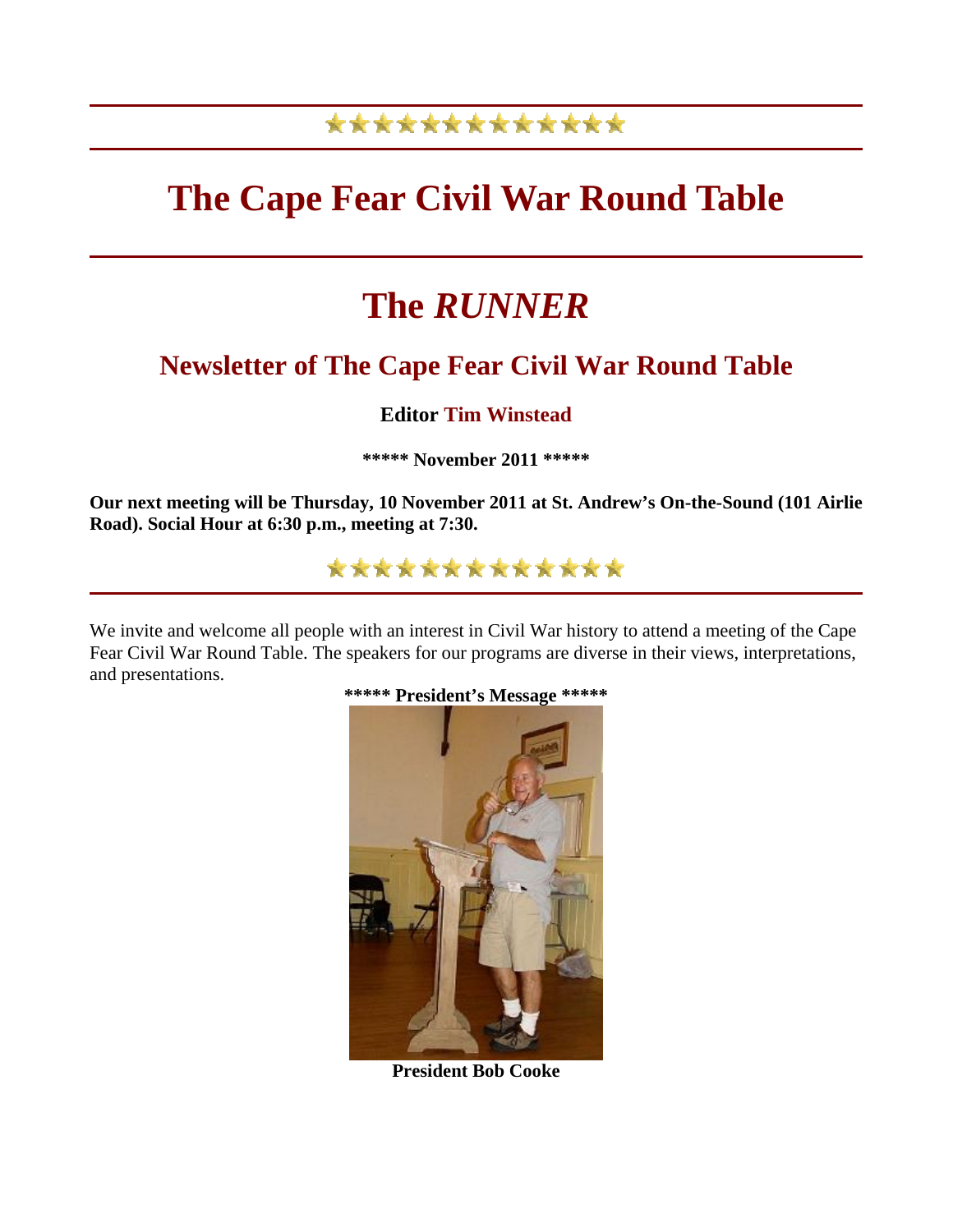# The Cape Fear Civil War Round Table

# The *RUNNER*

## Newsletter of The Cape Fear Civil War Round Table

**Editor Tim Winstead**

**\*\*\*\*\* November 2011 \*\*\*\*\***

**Our next meeting will be Thursday, 10 November 2011 at St. Andrew's On-the-Sound (101 Airlie Road). Social Hour at 6:30 p.m., meeting at 7:30.**

We invite and welcome all people with an interest in Civil War history to attend a meeting of the Cape Fear Civil War Round Table. The speakers for our programs are diverse in their views, interpretations, and presentations.

**\*\*\*\*\* President's Message \*\*\*\*\***

**President Bob Cooke**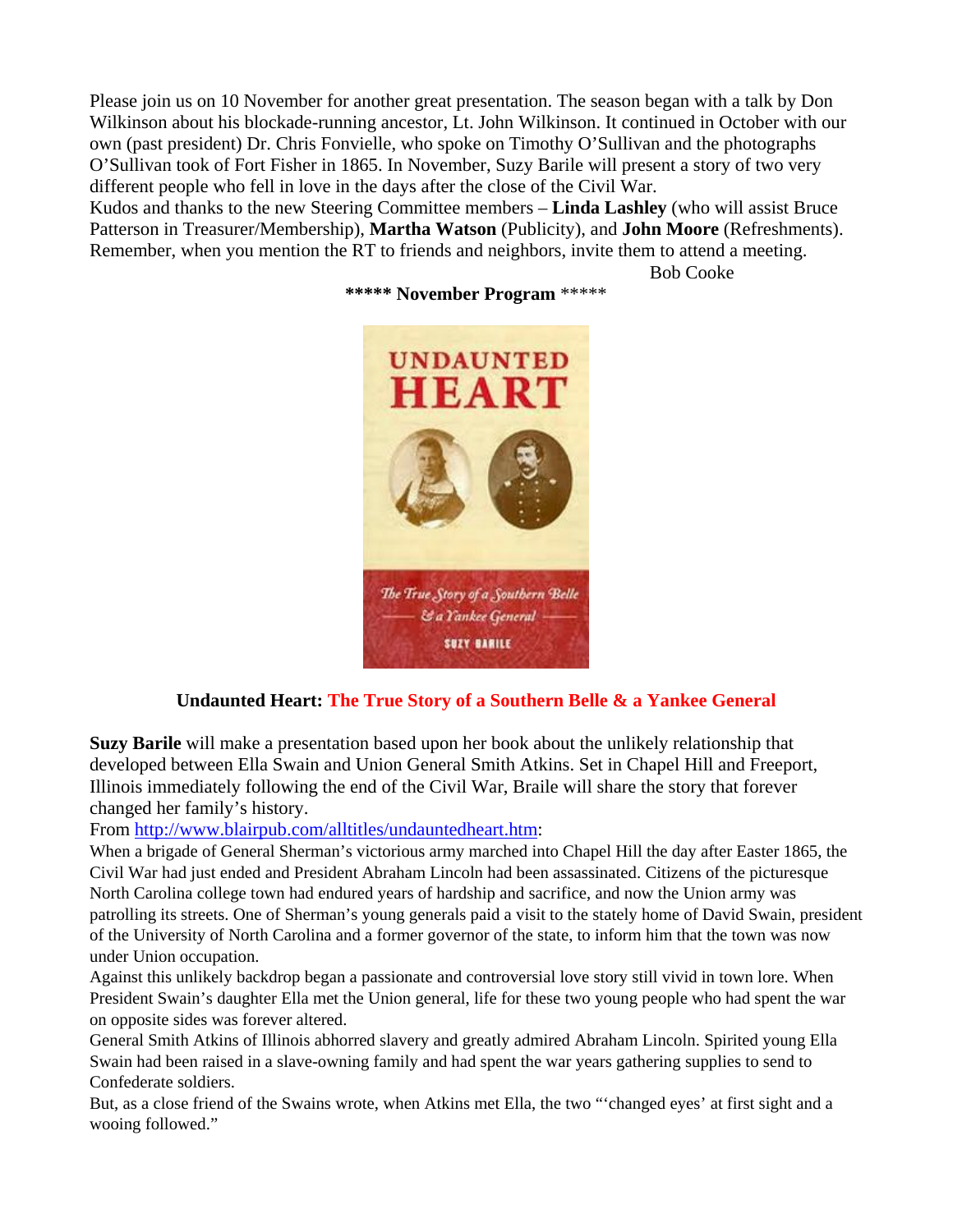Please join us on 10 November for another great presentation. The season began with a talk by Don Wilkinson about his blockade-running ancestor, Lt. John Wilkinson. It continued in October with our own (past president) Dr. Chris Fonvielle, who spoke on Timothy O'Sullivan and the photographs O'Sullivan took of Fort Fisher in 1865. In November, Suzy Barile will present a story of two very different people who fell in love in the days after the close of the Civil War.

Kudos and thanks to the new Steering Committee members – **Linda Lashley** (who will assist Bruce Patterson in Treasurer/Membership), **Martha Watson** (Publicity), and **John Moore** (Refreshments). Remember, when you mention the RT to friends and neighbors, invite them to attend a meeting.

Bob Cooke

**\*\*\*\*\* November Program \*\*\*\*\***

**Undaunted Heart: The True Story of a Southern Belle & a Yankee General**

**Suzy Barile** will make a presentation based upon her book about the unlikely relationship that developed between Ella Swain and Union General Smith Atkins. Set in Chapel Hill and Freeport, Illinois immediately following the end of the Civil War, Braile will share the story that forever changed her family's history.

From http://www.blairpub.com/alltitles/undauntedheart.htm:

When a brigade of General Sherman's victorious army marched into Chapel Hill the day after Easter 1865, the Civil War had just ended and President Abraham Lincoln had been assassinated. Citizens of the picturesque North Carolina college town had endured years of hardship and sacrifice, and now the Union army was patrolling its streets. One of Sherman's young generals paid a visit to the stately home of David Swain, president of the University of North Carolina and a former governor of the state, to inform him that the town was now under Union occupation.

Against this unlikely backdrop began a passionate and controversial love story still vivid in town lore. When President Swain's daughter Ella met the Union general, life for these two young people who had spent the war on opposite sides was forever altered.

General Smith Atkins of Illinois abhorred slavery and greatly admired Abraham Lincoln. Spirited young Ella Swain had been raised in a slave-owning family and had spent the war years gathering supplies to send to Confederate soldiers.

But, as a close friend of the Swains wrote, when Atkins met Ella, the two "'changed eyes' at first sight and a wooing followed."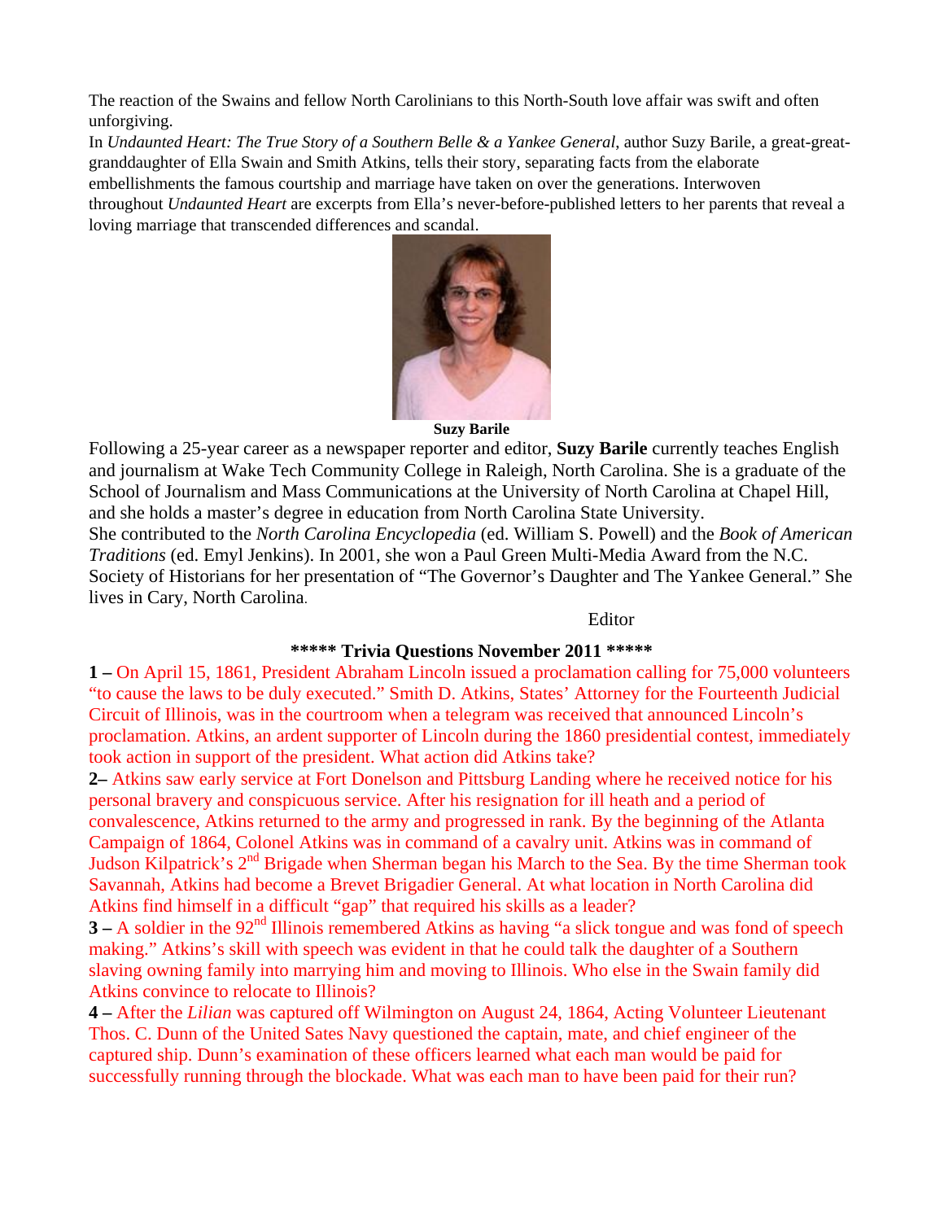The reaction of the Swains and fellow North Carolinians to this North-South love affair was swift and often unforgiving.

In *Undaunted Heart: The True Story of a Southern Belle & a Yankee General*, author Suzy Barile, a great-great-granddaughter of Ella Swain and Smith Atkins, tells their story, separating facts from the elaborate embellishments the famous courtship and marriage have taken on over the generations. Interwoven throughout *Undaunted Heart* are excerpts from Ella's never-before-published letters to her parents that reveal a loving marriage that transcended differences and scandal.

**Suzy Barile**

Following a 25-year career as a newspaper reporter and editor, **Suzy Barile** currently teaches English and journalism at Wake Tech Community College in Raleigh, North Carolina. She is a graduate of the School of Journalism and Mass Communications at the University of North Carolina at Chapel Hill, and she holds a master's degree in education from North Carolina State University.

She contributed to the *North Carolina Encyclopedia* (ed. William S. Powell) and the *Book of American Traditions* (ed. Emyl Jenkins). In 2001, she won a Paul Green Multi-Media Award from the N.C. Society of Historians for her presentation of "The Governor's Daughter and The Yankee General." She lives in Cary, North Carolina.

Editor

## ***** Trivia Questions November 2011 *****

**1 –** On April 15, 1861, President Abraham Lincoln issued a proclamation calling for 75,000 volunteers "to cause the laws to be duly executed." Smith D. Atkins, States' Attorney for the Fourteenth Judicial Circuit of Illinois, was in the courtroom when a telegram was received that announced Lincoln's proclamation. Atkins, an ardent supporter of Lincoln during the 1860 presidential contest, immediately took action in support of the president. What action did Atkins take?

**2–** Atkins saw early service at Fort Donelson and Pittsburg Landing where he received notice for his personal bravery and conspicuous service. After his resignation for ill heath and a period of convalescence, Atkins returned to the army and progressed in rank. By the beginning of the Atlanta Campaign of 1864, Colonel Atkins was in command of a cavalry unit. Atkins was in command of Judson Kilpatrick's 2nd Brigade when Sherman began his March to the Sea. By the time Sherman took Savannah, Atkins had become a Brevet Brigadier General. At what location in North Carolina did Atkins find himself in a difficult "gap" that required his skills as a leader?

**3 –** A soldier in the 92nd Illinois remembered Atkins as having "a slick tongue and was fond of speech making." Atkins's skill with speech was evident in that he could talk the daughter of a Southern slaving owning family into marrying him and moving to Illinois. Who else in the Swain family did Atkins convince to relocate to Illinois?

**4 –** After the *Lilian* was captured off Wilmington on August 24, 1864, Acting Volunteer Lieutenant Thos. C. Dunn of the United Sates Navy questioned the captain, mate, and chief engineer of the captured ship. Dunn's examination of these officers learned what each man would be paid for successfully running through the blockade. What was each man to have been paid for their run?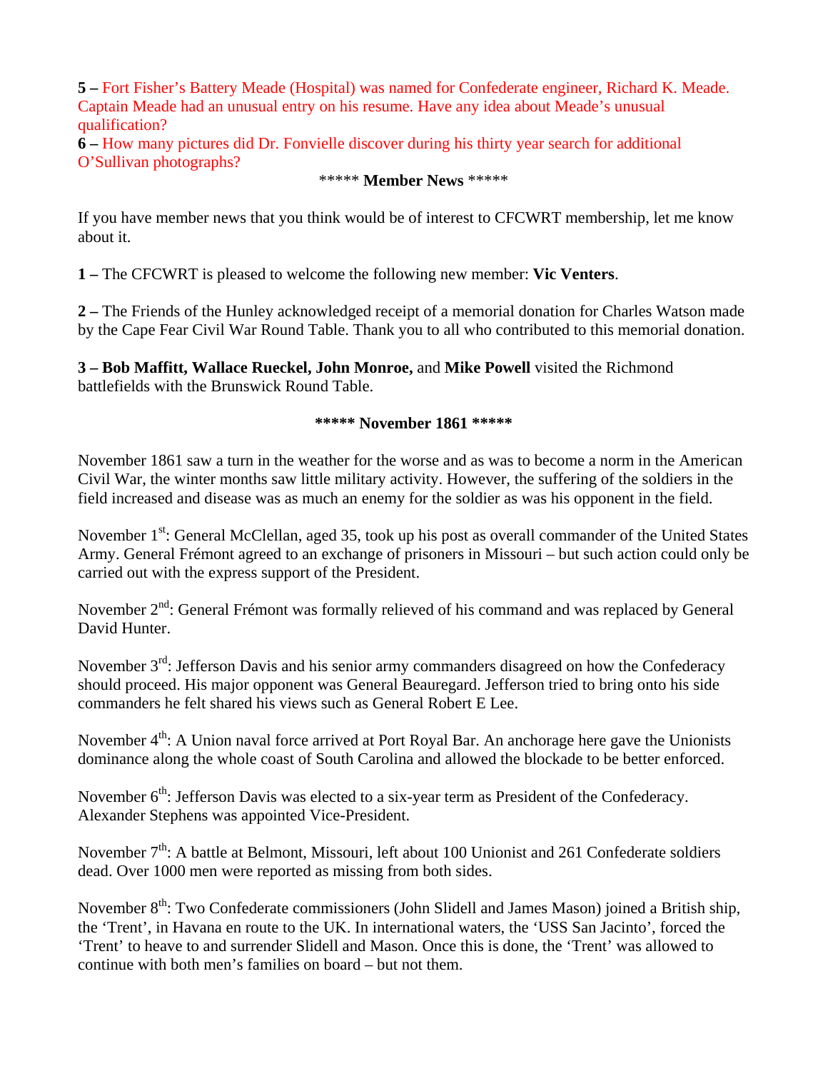**5 –** Fort Fisher's Battery Meade (Hospital) was named for Confederate engineer, Richard K. Meade. Captain Meade had an unusual entry on his resume. Have any idea about Meade's unusual qualification?

**6 –** How many pictures did Dr. Fonvielle discover during his thirty year search for additional O'Sullivan photographs?

## ***** Member News *****

If you have member news that you think would be of interest to CFCWRT membership, let me know about it.

**1 –** The CFCWRT is pleased to welcome the following new member: **Vic Venters**.

**2 –** The Friends of the Hunley acknowledged receipt of a memorial donation for Charles Watson made by the Cape Fear Civil War Round Table. Thank you to all who contributed to this memorial donation.

**3 – Bob Maffitt, Wallace Rueckel, John Monroe,** and **Mike Powell** visited the Richmond battlefields with the Brunswick Round Table.

## ***** November 1861 *****

November 1861 saw a turn in the weather for the worse and as was to become a norm in the American Civil War, the winter months saw little military activity. However, the suffering of the soldiers in the field increased and disease was as much an enemy for the soldier as was his opponent in the field.

November 1st: General McClellan, aged 35, took up his post as overall commander of the United States Army. General Frémont agreed to an exchange of prisoners in Missouri – but such action could only be carried out with the express support of the President.

November 2nd: General Frémont was formally relieved of his command and was replaced by General David Hunter.

November 3rd: Jefferson Davis and his senior army commanders disagreed on how the Confederacy should proceed. His major opponent was General Beauregard. Jefferson tried to bring onto his side commanders he felt shared his views such as General Robert E Lee.

November 4th: A Union naval force arrived at Port Royal Bar. An anchorage here gave the Unionists dominance along the whole coast of South Carolina and allowed the blockade to be better enforced.

November 6th: Jefferson Davis was elected to a six-year term as President of the Confederacy. Alexander Stephens was appointed Vice-President.

November 7th: A battle at Belmont, Missouri, left about 100 Unionist and 261 Confederate soldiers dead. Over 1000 men were reported as missing from both sides.

November 8th: Two Confederate commissioners (John Slidell and James Mason) joined a British ship, the 'Trent', in Havana en route to the UK. In international waters, the 'USS San Jacinto', forced the 'Trent' to heave to and surrender Slidell and Mason. Once this is done, the 'Trent' was allowed to continue with both men's families on board – but not them.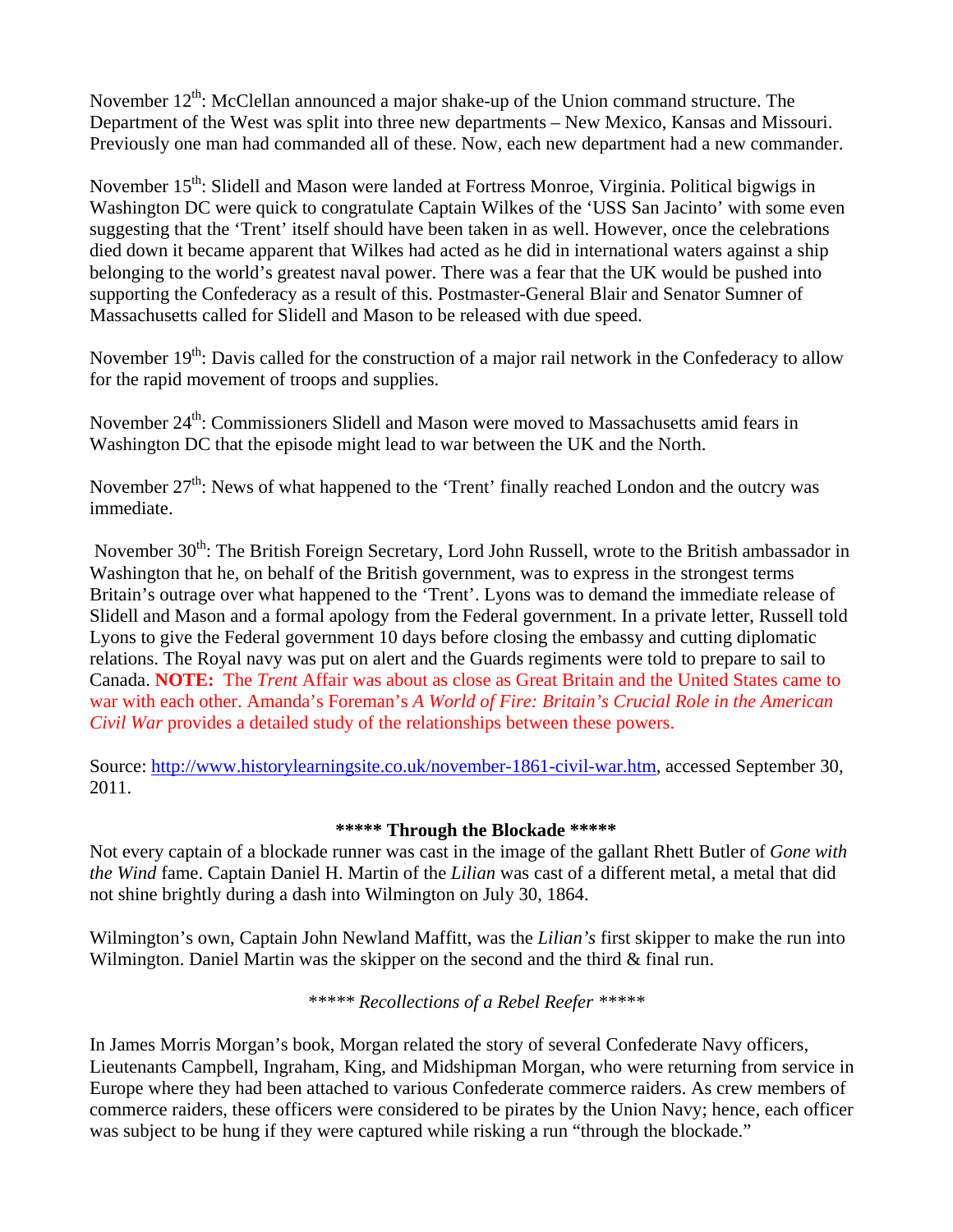November 12th: McClellan announced a major shake-up of the Union command structure. The Department of the West was split into three new departments – New Mexico, Kansas and Missouri. Previously one man had commanded all of these. Now, each new department had a new commander.

November 15th: Slidell and Mason were landed at Fortress Monroe, Virginia. Political bigwigs in Washington DC were quick to congratulate Captain Wilkes of the 'USS San Jacinto' with some even suggesting that the 'Trent' itself should have been taken in as well. However, once the celebrations died down it became apparent that Wilkes had acted as he did in international waters against a ship belonging to the world's greatest naval power. There was a fear that the UK would be pushed into supporting the Confederacy as a result of this. Postmaster-General Blair and Senator Sumner of Massachusetts called for Slidell and Mason to be released with due speed.

November 19th: Davis called for the construction of a major rail network in the Confederacy to allow for the rapid movement of troops and supplies.

November 24th: Commissioners Slidell and Mason were moved to Massachusetts amid fears in Washington DC that the episode might lead to war between the UK and the North.

November 27th: News of what happened to the 'Trent' finally reached London and the outcry was immediate.

November 30th: The British Foreign Secretary, Lord John Russell, wrote to the British ambassador in Washington that he, on behalf of the British government, was to express in the strongest terms Britain's outrage over what happened to the 'Trent'. Lyons was to demand the immediate release of Slidell and Mason and a formal apology from the Federal government. In a private letter, Russell told Lyons to give the Federal government 10 days before closing the embassy and cutting diplomatic relations. The Royal navy was put on alert and the Guards regiments were told to prepare to sail to Canada. **NOTE:** The *Trent* Affair was about as close as Great Britain and the United States came to war with each other. Amanda's Foreman's *A World of Fire: Britain's Crucial Role in the American Civil War* provides a detailed study of the relationships between these powers.

Source: http://www.historylearningsite.co.uk/november-1861-civil-war.htm, accessed September 30, 2011.

**\*\*\*\*\* Through the Blockade \*\*\*\*\***

Not every captain of a blockade runner was cast in the image of the gallant Rhett Butler of *Gone with the Wind* fame. Captain Daniel H. Martin of the *Lilian* was cast of a different metal, a metal that did not shine brightly during a dash into Wilmington on July 30, 1864.

Wilmington's own, Captain John Newland Maffitt, was the *Lilian's* first skipper to make the run into Wilmington. Daniel Martin was the skipper on the second and the third & final run.

*\*\*\*\*\* Recollections of a Rebel Reefer \*\*\*\*\**

In James Morris Morgan's book, Morgan related the story of several Confederate Navy officers, Lieutenants Campbell, Ingraham, King, and Midshipman Morgan, who were returning from service in Europe where they had been attached to various Confederate commerce raiders. As crew members of commerce raiders, these officers were considered to be pirates by the Union Navy; hence, each officer was subject to be hung if they were captured while risking a run "through the blockade."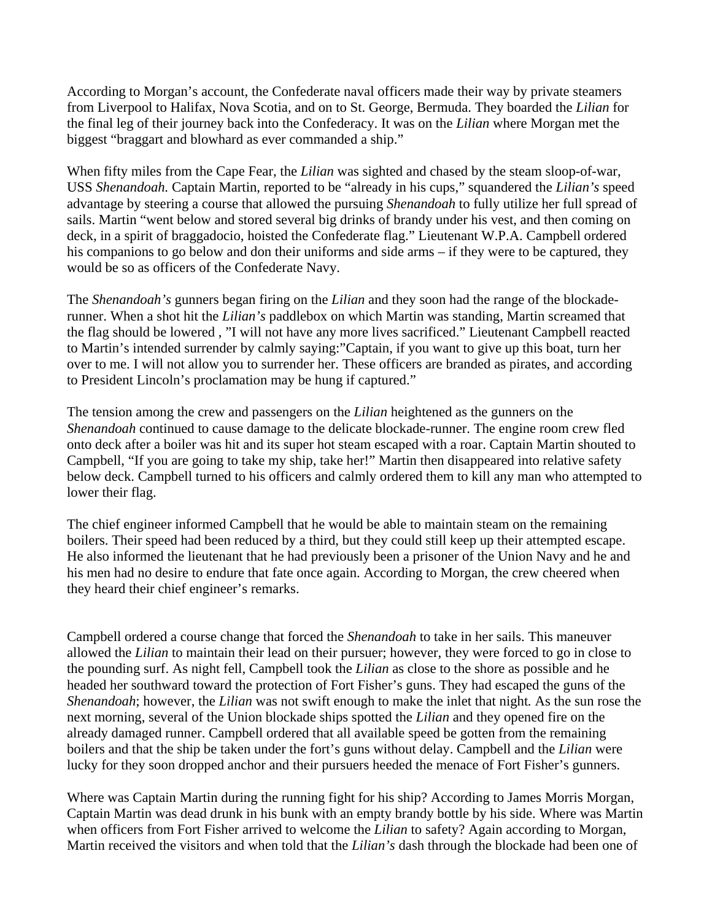According to Morgan's account, the Confederate naval officers made their way by private steamers from Liverpool to Halifax, Nova Scotia, and on to St. George, Bermuda. They boarded the *Lilian* for the final leg of their journey back into the Confederacy. It was on the *Lilian* where Morgan met the biggest "braggart and blowhard as ever commanded a ship."

When fifty miles from the Cape Fear, the *Lilian* was sighted and chased by the steam sloop-of-war, USS *Shenandoah.* Captain Martin, reported to be "already in his cups," squandered the *Lilian's* speed advantage by steering a course that allowed the pursuing *Shenandoah* to fully utilize her full spread of sails. Martin "went below and stored several big drinks of brandy under his vest, and then coming on deck, in a spirit of braggadocio, hoisted the Confederate flag." Lieutenant W.P.A. Campbell ordered his companions to go below and don their uniforms and side arms – if they were to be captured, they would be so as officers of the Confederate Navy.

The *Shenandoah's* gunners began firing on the *Lilian* and they soon had the range of the blockade-runner. When a shot hit the *Lilian's* paddlebox on which Martin was standing, Martin screamed that the flag should be lowered , "I will not have any more lives sacrificed." Lieutenant Campbell reacted to Martin's intended surrender by calmly saying:"Captain, if you want to give up this boat, turn her over to me. I will not allow you to surrender her. These officers are branded as pirates, and according to President Lincoln's proclamation may be hung if captured."

The tension among the crew and passengers on the *Lilian* heightened as the gunners on the *Shenandoah* continued to cause damage to the delicate blockade-runner. The engine room crew fled onto deck after a boiler was hit and its super hot steam escaped with a roar. Captain Martin shouted to Campbell, "If you are going to take my ship, take her!" Martin then disappeared into relative safety below deck. Campbell turned to his officers and calmly ordered them to kill any man who attempted to lower their flag.

The chief engineer informed Campbell that he would be able to maintain steam on the remaining boilers. Their speed had been reduced by a third, but they could still keep up their attempted escape. He also informed the lieutenant that he had previously been a prisoner of the Union Navy and he and his men had no desire to endure that fate once again. According to Morgan, the crew cheered when they heard their chief engineer's remarks.

Campbell ordered a course change that forced the *Shenandoah* to take in her sails. This maneuver allowed the *Lilian* to maintain their lead on their pursuer; however, they were forced to go in close to the pounding surf. As night fell, Campbell took the *Lilian* as close to the shore as possible and he headed her southward toward the protection of Fort Fisher's guns. They had escaped the guns of the *Shenandoah*; however, the *Lilian* was not swift enough to make the inlet that night. As the sun rose the next morning, several of the Union blockade ships spotted the *Lilian* and they opened fire on the already damaged runner. Campbell ordered that all available speed be gotten from the remaining boilers and that the ship be taken under the fort's guns without delay. Campbell and the *Lilian* were lucky for they soon dropped anchor and their pursuers heeded the menace of Fort Fisher's gunners.

Where was Captain Martin during the running fight for his ship? According to James Morris Morgan, Captain Martin was dead drunk in his bunk with an empty brandy bottle by his side. Where was Martin when officers from Fort Fisher arrived to welcome the *Lilian* to safety? Again according to Morgan, Martin received the visitors and when told that the *Lilian's* dash through the blockade had been one of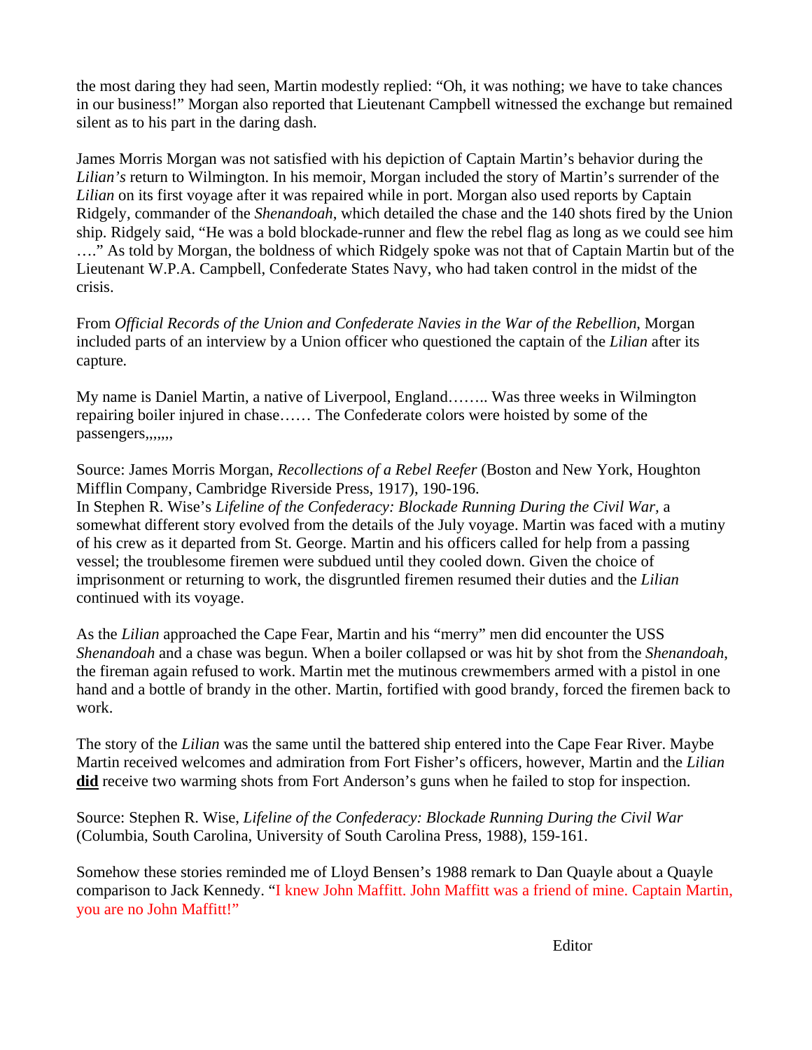the most daring they had seen, Martin modestly replied: "Oh, it was nothing; we have to take chances in our business!" Morgan also reported that Lieutenant Campbell witnessed the exchange but remained silent as to his part in the daring dash.

James Morris Morgan was not satisfied with his depiction of Captain Martin's behavior during the *Lilian's* return to Wilmington. In his memoir, Morgan included the story of Martin's surrender of the *Lilian* on its first voyage after it was repaired while in port. Morgan also used reports by Captain Ridgely, commander of the *Shenandoah*, which detailed the chase and the 140 shots fired by the Union ship. Ridgely said, "He was a bold blockade-runner and flew the rebel flag as long as we could see him …." As told by Morgan, the boldness of which Ridgely spoke was not that of Captain Martin but of the Lieutenant W.P.A. Campbell, Confederate States Navy, who had taken control in the midst of the crisis.

From *Official Records of the Union and Confederate Navies in the War of the Rebellion*, Morgan included parts of an interview by a Union officer who questioned the captain of the *Lilian* after its capture.

My name is Daniel Martin, a native of Liverpool, England…….. Was three weeks in Wilmington repairing boiler injured in chase…… The Confederate colors were hoisted by some of the passengers,,,,,,,

Source: James Morris Morgan, *Recollections of a Rebel Reefer* (Boston and New York, Houghton Mifflin Company, Cambridge Riverside Press, 1917), 190-196.
In Stephen R. Wise's *Lifeline of the Confederacy: Blockade Running During the Civil War,* a somewhat different story evolved from the details of the July voyage. Martin was faced with a mutiny of his crew as it departed from St. George. Martin and his officers called for help from a passing vessel; the troublesome firemen were subdued until they cooled down. Given the choice of imprisonment or returning to work, the disgruntled firemen resumed their duties and the *Lilian* continued with its voyage.

As the *Lilian* approached the Cape Fear, Martin and his "merry" men did encounter the USS *Shenandoah* and a chase was begun. When a boiler collapsed or was hit by shot from the *Shenandoah*, the fireman again refused to work. Martin met the mutinous crewmembers armed with a pistol in one hand and a bottle of brandy in the other. Martin, fortified with good brandy, forced the firemen back to work.

The story of the *Lilian* was the same until the battered ship entered into the Cape Fear River. Maybe Martin received welcomes and admiration from Fort Fisher's officers, however, Martin and the *Lilian* **did** receive two warming shots from Fort Anderson's guns when he failed to stop for inspection.

Source: Stephen R. Wise, *Lifeline of the Confederacy: Blockade Running During the Civil War* (Columbia, South Carolina, University of South Carolina Press, 1988), 159-161.

Somehow these stories reminded me of Lloyd Bensen's 1988 remark to Dan Quayle about a Quayle comparison to Jack Kennedy. "I knew John Maffitt. John Maffitt was a friend of mine. Captain Martin, you are no John Maffitt!"

Editor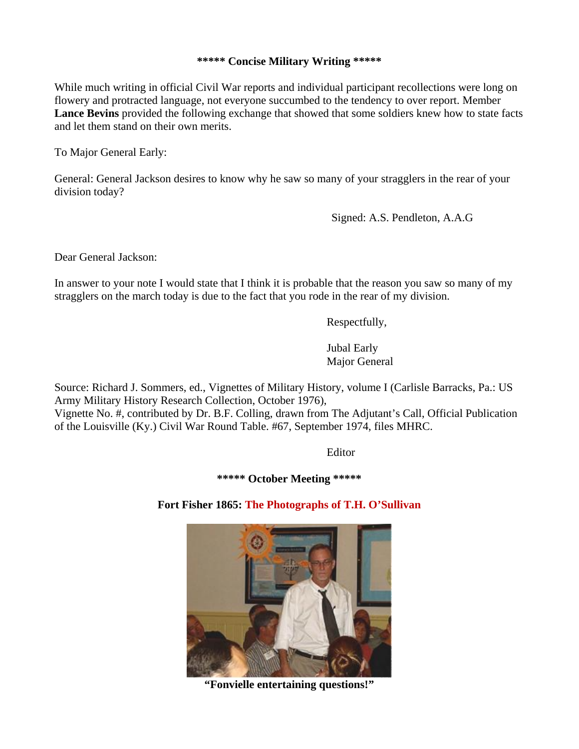**\*\*\*\*\* Concise Military Writing \*\*\*\*\***

While much writing in official Civil War reports and individual participant recollections were long on flowery and protracted language, not everyone succumbed to the tendency to over report. Member **Lance Bevins** provided the following exchange that showed that some soldiers knew how to state facts and let them stand on their own merits.

To Major General Early:

General: General Jackson desires to know why he saw so many of your stragglers in the rear of your division today?

Signed: A.S. Pendleton, A.A.G

Dear General Jackson:

In answer to your note I would state that I think it is probable that the reason you saw so many of my stragglers on the march today is due to the fact that you rode in the rear of my division.

Respectfully,

Jubal Early
Major General

Source: Richard J. Sommers, ed., Vignettes of Military History, volume I (Carlisle Barracks, Pa.: US Army Military History Research Collection, October 1976),
Vignette No. #, contributed by Dr. B.F. Colling, drawn from The Adjutant's Call, Official Publication of the Louisville (Ky.) Civil War Round Table. #67, September 1974, files MHRC.

Editor

**\*\*\*\*\* October Meeting \*\*\*\*\***

**Fort Fisher 1865: The Photographs of T.H. O'Sullivan**

**"Fonvielle entertaining questions!"**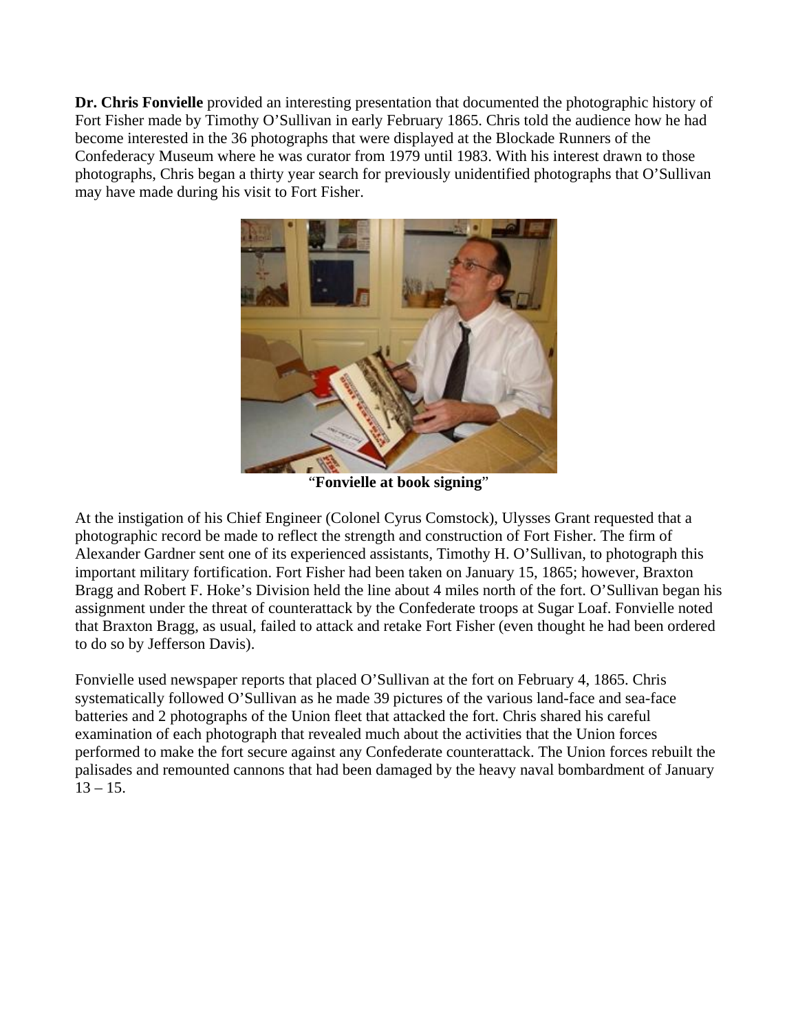**Dr. Chris Fonvielle** provided an interesting presentation that documented the photographic history of Fort Fisher made by Timothy O'Sullivan in early February 1865. Chris told the audience how he had become interested in the 36 photographs that were displayed at the Blockade Runners of the Confederacy Museum where he was curator from 1979 until 1983. With his interest drawn to those photographs, Chris began a thirty year search for previously unidentified photographs that O'Sullivan may have made during his visit to Fort Fisher.

"**Fonvielle at book signing**"

At the instigation of his Chief Engineer (Colonel Cyrus Comstock), Ulysses Grant requested that a photographic record be made to reflect the strength and construction of Fort Fisher. The firm of Alexander Gardner sent one of its experienced assistants, Timothy H. O'Sullivan, to photograph this important military fortification. Fort Fisher had been taken on January 15, 1865; however, Braxton Bragg and Robert F. Hoke's Division held the line about 4 miles north of the fort. O'Sullivan began his assignment under the threat of counterattack by the Confederate troops at Sugar Loaf. Fonvielle noted that Braxton Bragg, as usual, failed to attack and retake Fort Fisher (even thought he had been ordered to do so by Jefferson Davis).

Fonvielle used newspaper reports that placed O'Sullivan at the fort on February 4, 1865. Chris systematically followed O'Sullivan as he made 39 pictures of the various land-face and sea-face batteries and 2 photographs of the Union fleet that attacked the fort. Chris shared his careful examination of each photograph that revealed much about the activities that the Union forces performed to make the fort secure against any Confederate counterattack. The Union forces rebuilt the palisades and remounted cannons that had been damaged by the heavy naval bombardment of January 13 – 15.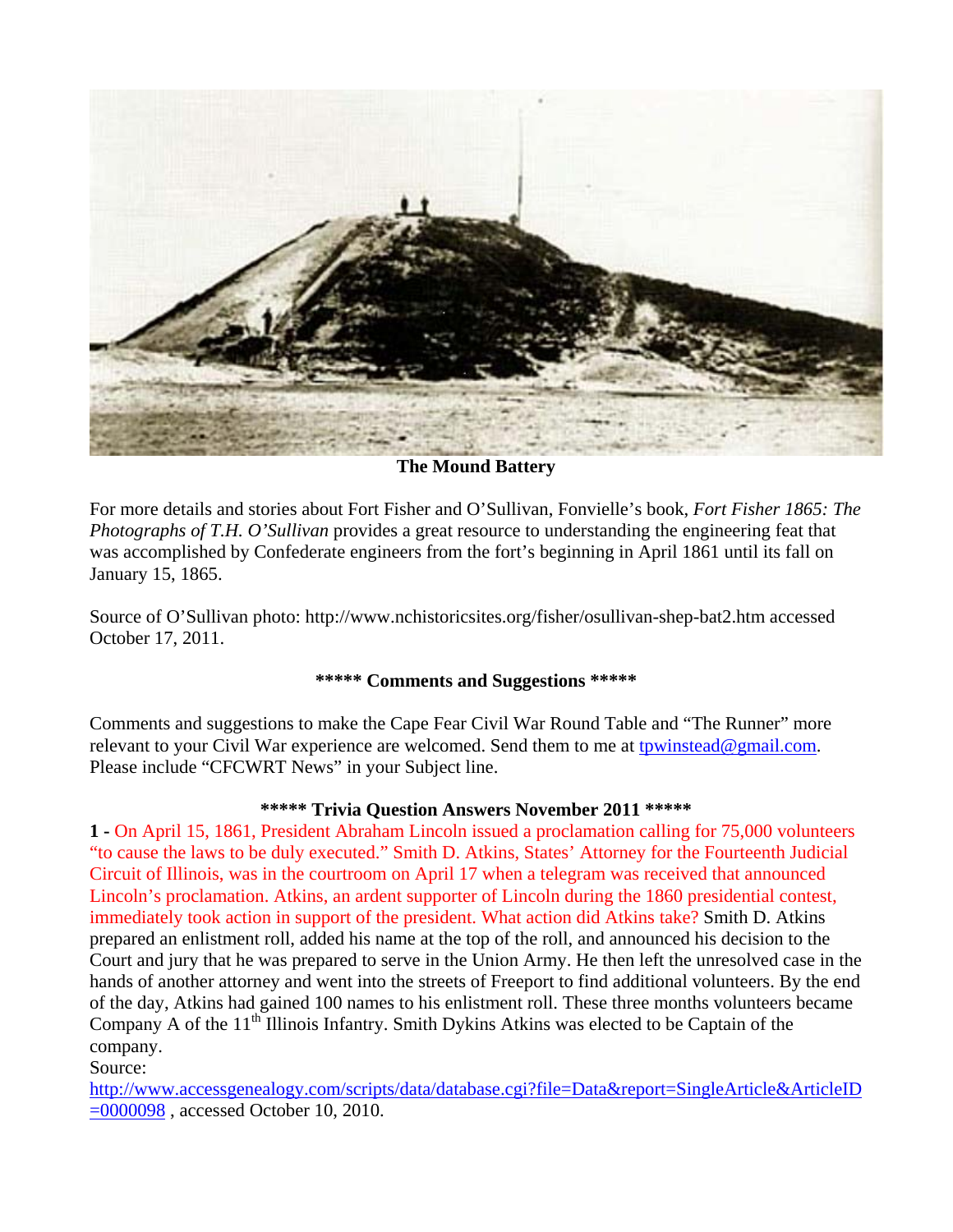**The Mound Battery**

For more details and stories about Fort Fisher and O'Sullivan, Fonvielle's book, *Fort Fisher 1865: The Photographs of T.H. O'Sullivan* provides a great resource to understanding the engineering feat that was accomplished by Confederate engineers from the fort's beginning in April 1861 until its fall on January 15, 1865.

Source of O'Sullivan photo: http://www.nchistoricsites.org/fisher/osullivan-shep-bat2.htm accessed October 17, 2011.

**\*\*\*\*\* Comments and Suggestions \*\*\*\*\***

Comments and suggestions to make the Cape Fear Civil War Round Table and "The Runner" more relevant to your Civil War experience are welcomed. Send them to me at tpwinstead@gmail.com. Please include "CFCWRT News" in your Subject line.

**\*\*\*\*\* Trivia Question Answers November 2011 \*\*\*\*\***

**1 -** On April 15, 1861, President Abraham Lincoln issued a proclamation calling for 75,000 volunteers "to cause the laws to be duly executed." Smith D. Atkins, States' Attorney for the Fourteenth Judicial Circuit of Illinois, was in the courtroom on April 17 when a telegram was received that announced Lincoln's proclamation. Atkins, an ardent supporter of Lincoln during the 1860 presidential contest, immediately took action in support of the president. What action did Atkins take? Smith D. Atkins prepared an enlistment roll, added his name at the top of the roll, and announced his decision to the Court and jury that he was prepared to serve in the Union Army. He then left the unresolved case in the hands of another attorney and went into the streets of Freeport to find additional volunteers. By the end of the day, Atkins had gained 100 names to his enlistment roll. These three months volunteers became Company A of the 11th Illinois Infantry. Smith Dykins Atkins was elected to be Captain of the company.
Source:
http://www.accessgenealogy.com/scripts/data/database.cgi?file=Data&report=SingleArticle&ArticleID=0000098 , accessed October 10, 2010.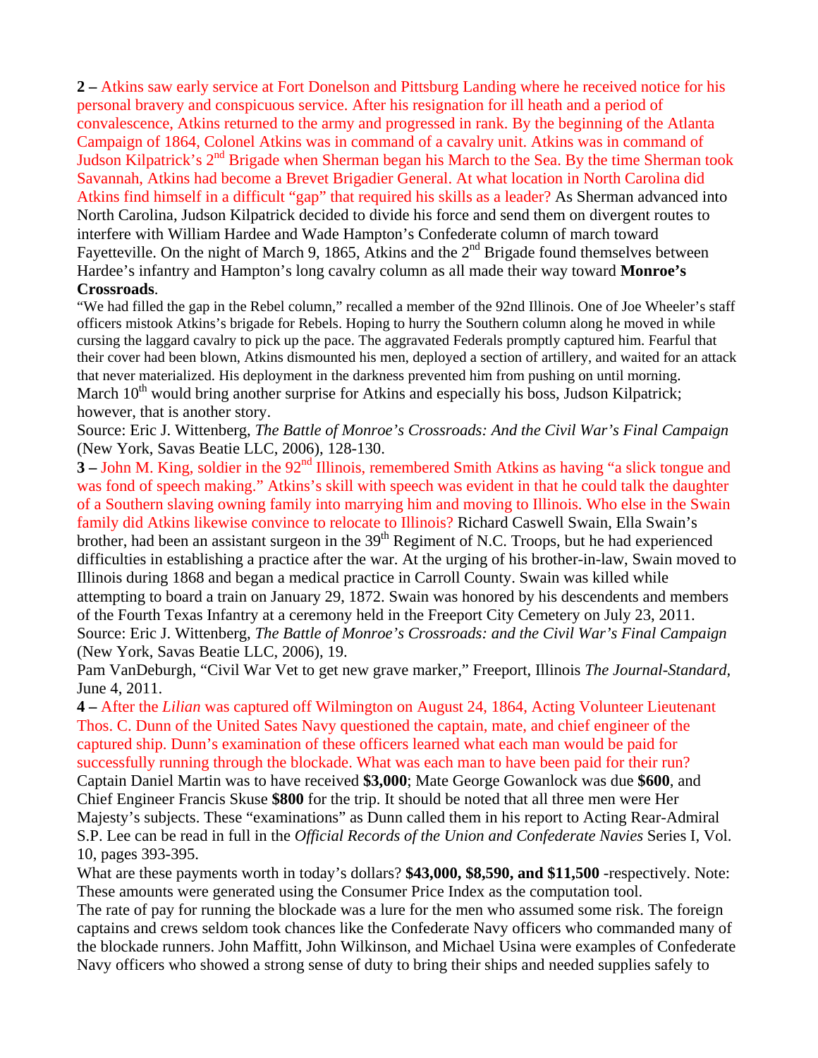**2 –** Atkins saw early service at Fort Donelson and Pittsburg Landing where he received notice for his personal bravery and conspicuous service. After his resignation for ill heath and a period of convalescence, Atkins returned to the army and progressed in rank. By the beginning of the Atlanta Campaign of 1864, Colonel Atkins was in command of a cavalry unit. Atkins was in command of Judson Kilpatrick's 2nd Brigade when Sherman began his March to the Sea. By the time Sherman took Savannah, Atkins had become a Brevet Brigadier General. At what location in North Carolina did Atkins find himself in a difficult "gap" that required his skills as a leader? As Sherman advanced into North Carolina, Judson Kilpatrick decided to divide his force and send them on divergent routes to interfere with William Hardee and Wade Hampton's Confederate column of march toward Fayetteville. On the night of March 9, 1865, Atkins and the 2nd Brigade found themselves between Hardee's infantry and Hampton's long cavalry column as all made their way toward **Monroe's Crossroads**.

"We had filled the gap in the Rebel column," recalled a member of the 92nd Illinois. One of Joe Wheeler's staff officers mistook Atkins's brigade for Rebels. Hoping to hurry the Southern column along he moved in while cursing the laggard cavalry to pick up the pace. The aggravated Federals promptly captured him. Fearful that their cover had been blown, Atkins dismounted his men, deployed a section of artillery, and waited for an attack that never materialized. His deployment in the darkness prevented him from pushing on until morning.

March 10th would bring another surprise for Atkins and especially his boss, Judson Kilpatrick; however, that is another story.

Source: Eric J. Wittenberg, *The Battle of Monroe's Crossroads: And the Civil War's Final Campaign* (New York, Savas Beatie LLC, 2006), 128-130.

**3 –** John M. King, soldier in the 92nd Illinois, remembered Smith Atkins as having "a slick tongue and was fond of speech making." Atkins's skill with speech was evident in that he could talk the daughter of a Southern slaving owning family into marrying him and moving to Illinois. Who else in the Swain family did Atkins likewise convince to relocate to Illinois? Richard Caswell Swain, Ella Swain's brother, had been an assistant surgeon in the 39th Regiment of N.C. Troops, but he had experienced difficulties in establishing a practice after the war. At the urging of his brother-in-law, Swain moved to Illinois during 1868 and began a medical practice in Carroll County. Swain was killed while attempting to board a train on January 29, 1872. Swain was honored by his descendents and members of the Fourth Texas Infantry at a ceremony held in the Freeport City Cemetery on July 23, 2011.

Source: Eric J. Wittenberg, *The Battle of Monroe's Crossroads: and the Civil War's Final Campaign* (New York, Savas Beatie LLC, 2006), 19.

Pam VanDeburgh, "Civil War Vet to get new grave marker," Freeport, Illinois *The Journal-Standard*, June 4, 2011.

**4 –** After the *Lilian* was captured off Wilmington on August 24, 1864, Acting Volunteer Lieutenant Thos. C. Dunn of the United Sates Navy questioned the captain, mate, and chief engineer of the captured ship. Dunn's examination of these officers learned what each man would be paid for successfully running through the blockade. What was each man to have been paid for their run? Captain Daniel Martin was to have received **$3,000**; Mate George Gowanlock was due **$600**, and Chief Engineer Francis Skuse **$800** for the trip. It should be noted that all three men were Her Majesty's subjects. These "examinations" as Dunn called them in his report to Acting Rear-Admiral S.P. Lee can be read in full in the *Official Records of the Union and Confederate Navies* Series I, Vol. 10, pages 393-395.

What are these payments worth in today's dollars? **$43,000, $8,590, and $11,500** -respectively. Note: These amounts were generated using the Consumer Price Index as the computation tool.

The rate of pay for running the blockade was a lure for the men who assumed some risk. The foreign captains and crews seldom took chances like the Confederate Navy officers who commanded many of the blockade runners. John Maffitt, John Wilkinson, and Michael Usina were examples of Confederate Navy officers who showed a strong sense of duty to bring their ships and needed supplies safely to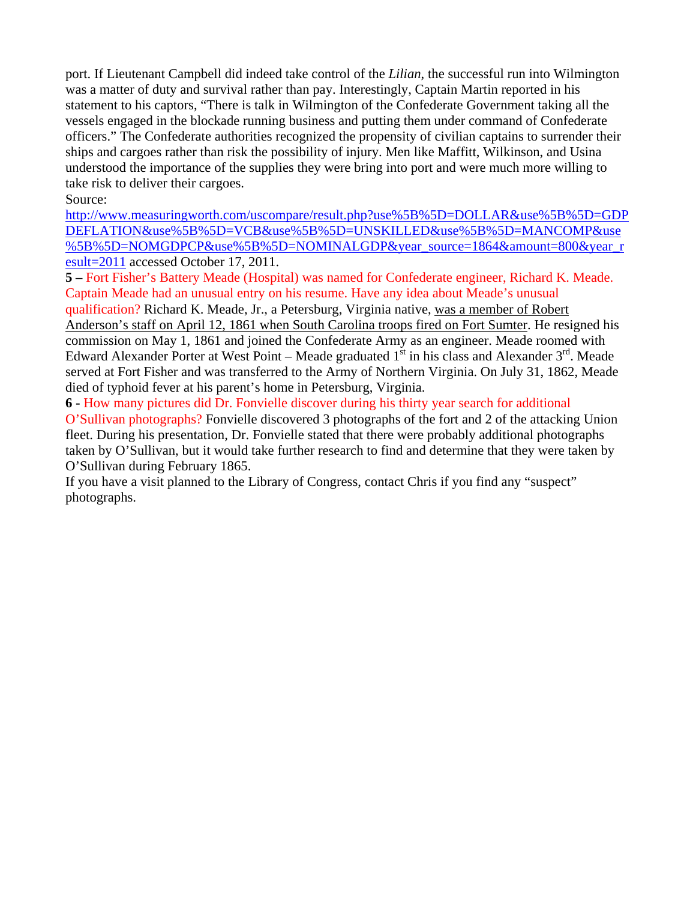port. If Lieutenant Campbell did indeed take control of the *Lilian*, the successful run into Wilmington was a matter of duty and survival rather than pay. Interestingly, Captain Martin reported in his statement to his captors, "There is talk in Wilmington of the Confederate Government taking all the vessels engaged in the blockade running business and putting them under command of Confederate officers." The Confederate authorities recognized the propensity of civilian captains to surrender their ships and cargoes rather than risk the possibility of injury. Men like Maffitt, Wilkinson, and Usina understood the importance of the supplies they were bring into port and were much more willing to take risk to deliver their cargoes.

Source:
http://www.measuringworth.com/uscompare/result.php?use%5B%5D=DOLLAR&use%5B%5D=GDPDEFLATION&use%5B%5D=VCB&use%5B%5D=UNSKILLED&use%5B%5D=MANCOMP&use%5B%5D=NOMGDPCP&use%5B%5D=NOMINALGDP&year_source=1864&amount=800&year_result=2011 accessed October 17, 2011.

**5 –** Fort Fisher's Battery Meade (Hospital) was named for Confederate engineer, Richard K. Meade. Captain Meade had an unusual entry on his resume. Have any idea about Meade's unusual qualification? Richard K. Meade, Jr., a Petersburg, Virginia native, was a member of Robert Anderson's staff on April 12, 1861 when South Carolina troops fired on Fort Sumter. He resigned his commission on May 1, 1861 and joined the Confederate Army as an engineer. Meade roomed with Edward Alexander Porter at West Point – Meade graduated 1st in his class and Alexander 3rd. Meade served at Fort Fisher and was transferred to the Army of Northern Virginia. On July 31, 1862, Meade died of typhoid fever at his parent's home in Petersburg, Virginia.

**6 -** How many pictures did Dr. Fonvielle discover during his thirty year search for additional O'Sullivan photographs? Fonvielle discovered 3 photographs of the fort and 2 of the attacking Union fleet. During his presentation, Dr. Fonvielle stated that there were probably additional photographs taken by O'Sullivan, but it would take further research to find and determine that they were taken by O'Sullivan during February 1865.

If you have a visit planned to the Library of Congress, contact Chris if you find any "suspect" photographs.